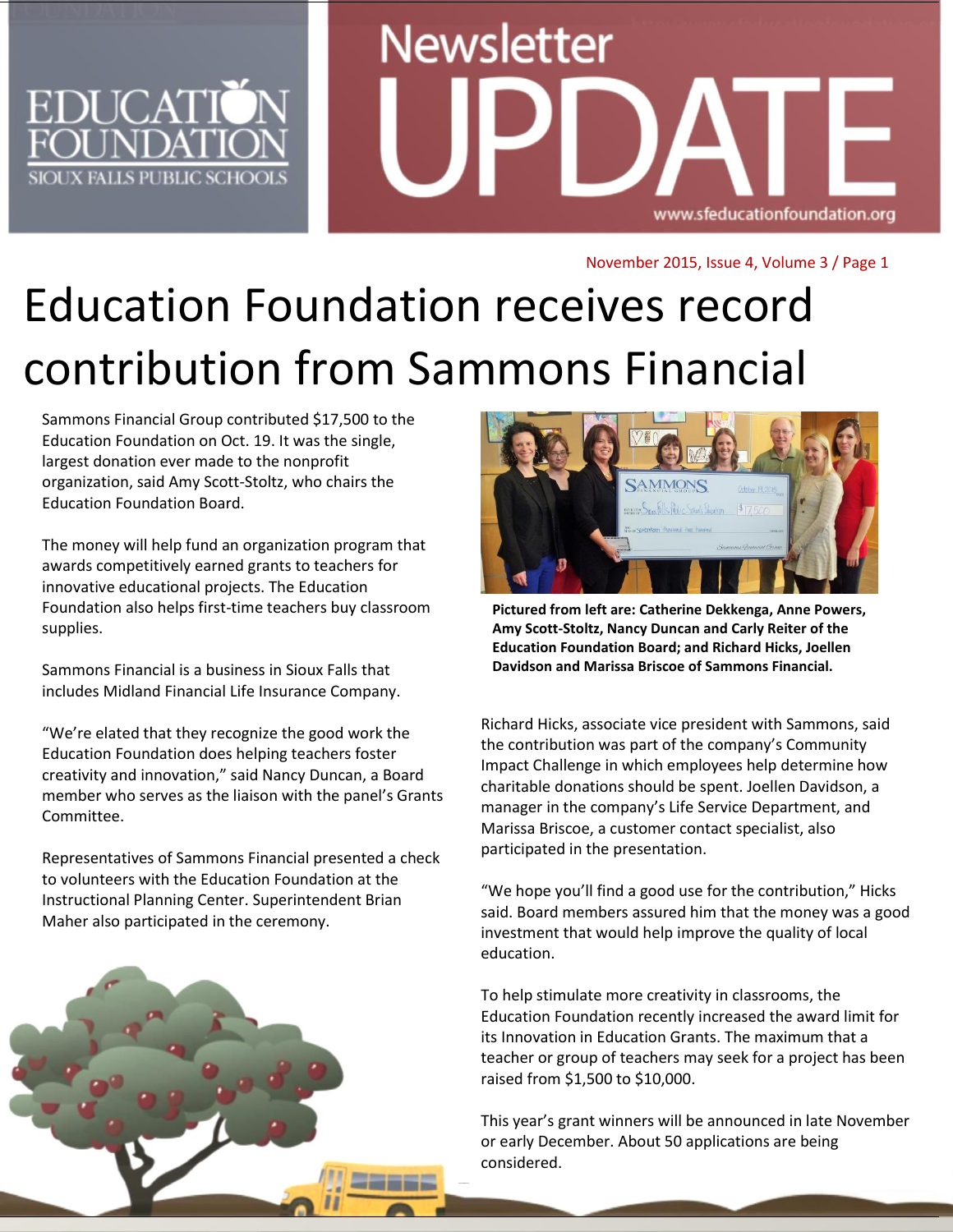# Education Foundation receives record contribution from Sammons Financial

Sammons Financial Group contributed $17,500 to the Education Foundation on Oct. 19. It was the single, largest donation ever made to the nonprofit organization, said Amy Scott-Stoltz, who chairs the Education Foundation Board.

The money will help fund an organization program that awards competitively earned grants to teachers for innovative educational projects. The Education Foundation also helps first-time teachers buy classroom supplies.

Sammons Financial is a business in Sioux Falls that includes Midland Financial Life Insurance Company.

"We're elated that they recognize the good work the Education Foundation does helping teachers foster creativity and innovation," said Nancy Duncan, a Board member who serves as the liaison with the panel's Grants Committee.

Representatives of Sammons Financial presented a check to volunteers with the Education Foundation at the Instructional Planning Center. Superintendent Brian Maher also participated in the ceremony.

**Pictured from left are: Catherine Dekkenga, Anne Powers, Amy Scott-Stoltz, Nancy Duncan and Carly Reiter of the Education Foundation Board; and Richard Hicks, Joellen Davidson and Marissa Briscoe of Sammons Financial.**

Richard Hicks, associate vice president with Sammons, said the contribution was part of the company's Community Impact Challenge in which employees help determine how charitable donations should be spent. Joellen Davidson, a manager in the company's Life Service Department, and Marissa Briscoe, a customer contact specialist, also participated in the presentation.

"We hope you'll find a good use for the contribution," Hicks said. Board members assured him that the money was a good investment that would help improve the quality of local education.

To help stimulate more creativity in classrooms, the Education Foundation recently increased the award limit for its Innovation in Education Grants. The maximum that a teacher or group of teachers may seek for a project has been raised from $1,500 to $10,000.

This year's grant winners will be announced in late November or early December. About 50 applications are being considered.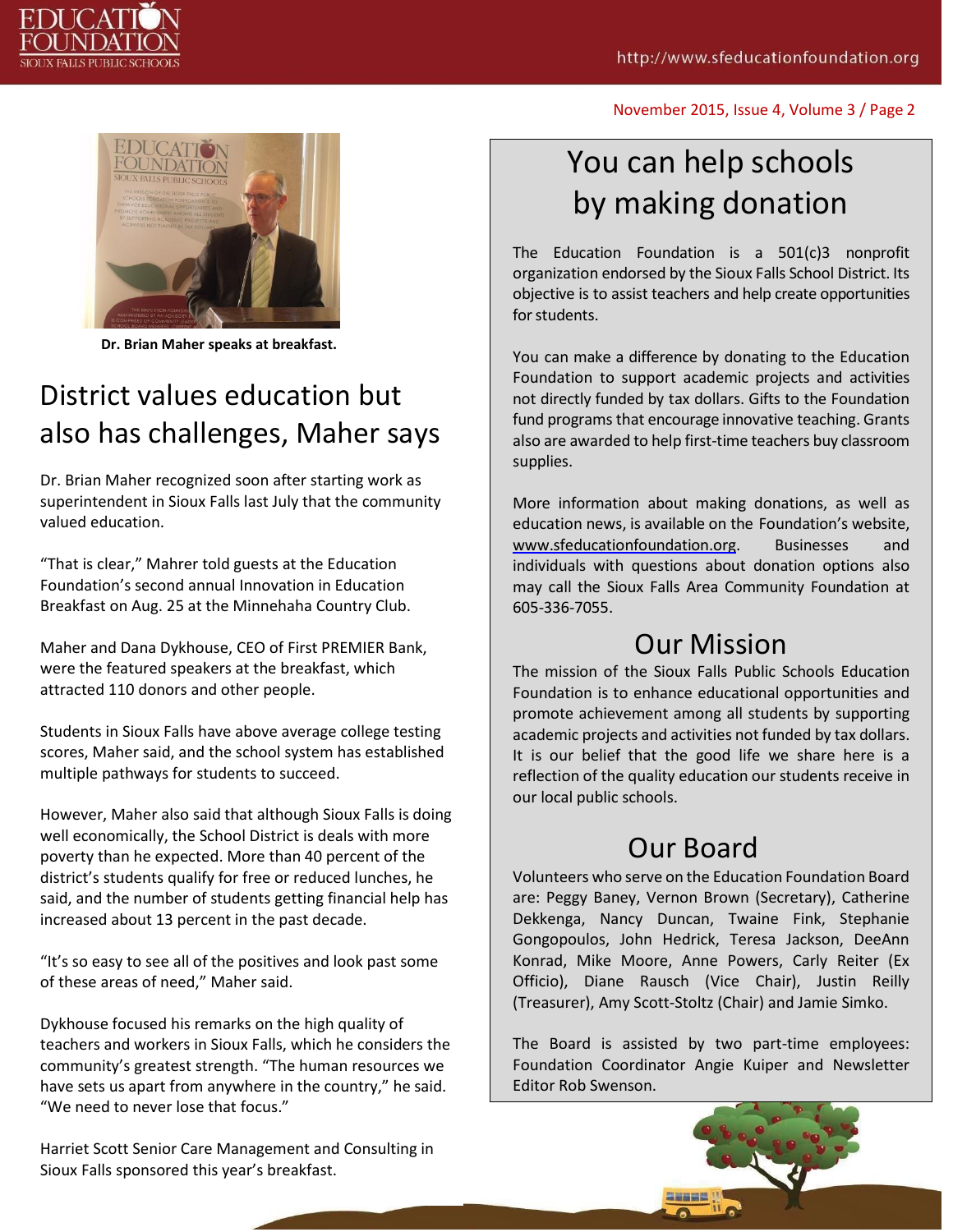Dr. Brian Maher speaks at breakfast.

## District values education but also has challenges, Maher says

Dr. Brian Maher recognized soon after starting work as superintendent in Sioux Falls last July that the community valued education.

"That is clear," Mahrer told guests at the Education Foundation's second annual Innovation in Education Breakfast on Aug. 25 at the Minnehaha Country Club.

Maher and Dana Dykhouse, CEO of First PREMIER Bank, were the featured speakers at the breakfast, which attracted 110 donors and other people.

Students in Sioux Falls have above average college testing scores, Maher said, and the school system has established multiple pathways for students to succeed.

However, Maher also said that although Sioux Falls is doing well economically, the School District is deals with more poverty than he expected. More than 40 percent of the district's students qualify for free or reduced lunches, he said, and the number of students getting financial help has increased about 13 percent in the past decade.

"It's so easy to see all of the positives and look past some of these areas of need," Maher said.

Dykhouse focused his remarks on the high quality of teachers and workers in Sioux Falls, which he considers the community's greatest strength. "The human resources we have sets us apart from anywhere in the country," he said. "We need to never lose that focus."

Harriet Scott Senior Care Management and Consulting in Sioux Falls sponsored this year's breakfast.

## You can help schools by making donation

The Education Foundation is a 501(c)3 nonprofit organization endorsed by the Sioux Falls School District. Its objective is to assist teachers and help create opportunities for students.

You can make a difference by donating to the Education Foundation to support academic projects and activities not directly funded by tax dollars. Gifts to the Foundation fund programs that encourage innovative teaching. Grants also are awarded to help first-time teachers buy classroom supplies.

More information about making donations, as well as education news, is available on the Foundation's website, www.sfeducationfoundation.org. Businesses and individuals with questions about donation options also may call the Sioux Falls Area Community Foundation at 605-336-7055.

## Our Mission

The mission of the Sioux Falls Public Schools Education Foundation is to enhance educational opportunities and promote achievement among all students by supporting academic projects and activities not funded by tax dollars. It is our belief that the good life we share here is a reflection of the quality education our students receive in our local public schools.

## Our Board

Volunteers who serve on the Education Foundation Board are: Peggy Baney, Vernon Brown (Secretary), Catherine Dekkenga, Nancy Duncan, Twaine Fink, Stephanie Gongopoulos, John Hedrick, Teresa Jackson, DeeAnn Konrad, Mike Moore, Anne Powers, Carly Reiter (Ex Officio), Diane Rausch (Vice Chair), Justin Reilly (Treasurer), Amy Scott-Stoltz (Chair) and Jamie Simko.

The Board is assisted by two part-time employees: Foundation Coordinator Angie Kuiper and Newsletter Editor Rob Swenson.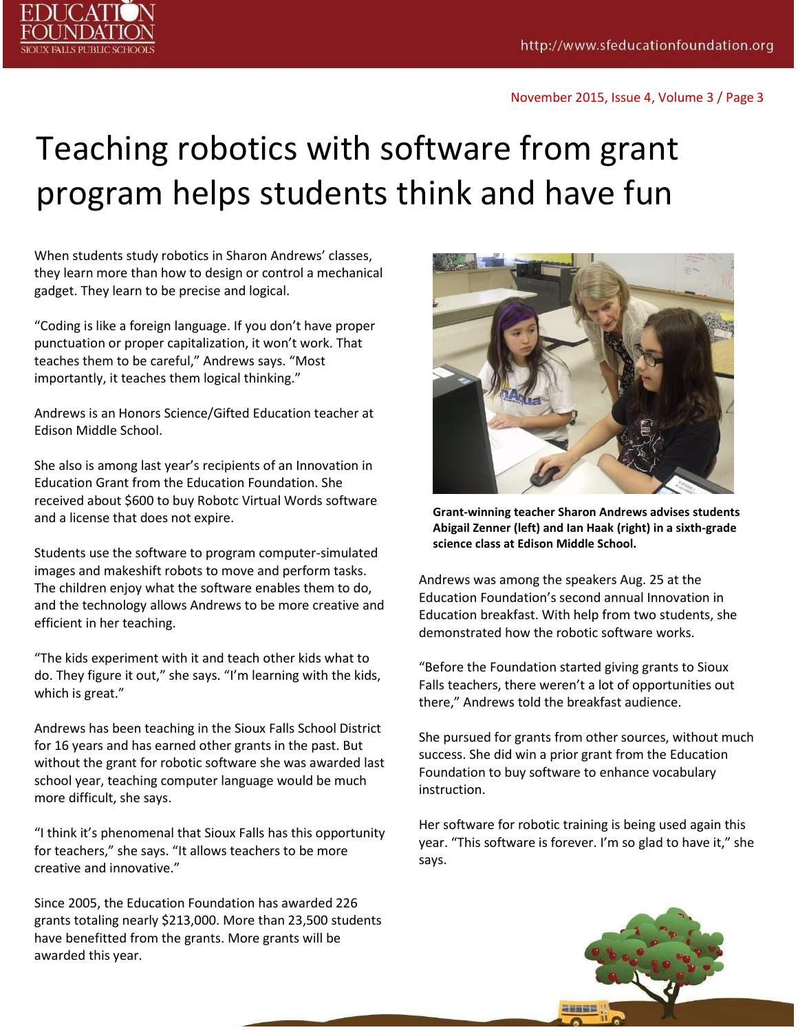# Teaching robotics with software from grant program helps students think and have fun

When students study robotics in Sharon Andrews' classes, they learn more than how to design or control a mechanical gadget. They learn to be precise and logical.

"Coding is like a foreign language. If you don't have proper punctuation or proper capitalization, it won't work. That teaches them to be careful," Andrews says. "Most importantly, it teaches them logical thinking."

Andrews is an Honors Science/Gifted Education teacher at Edison Middle School.

She also is among last year's recipients of an Innovation in Education Grant from the Education Foundation. She received about $600 to buy Robotc Virtual Words software and a license that does not expire.

Students use the software to program computer-simulated images and makeshift robots to move and perform tasks. The children enjoy what the software enables them to do, and the technology allows Andrews to be more creative and efficient in her teaching.

"The kids experiment with it and teach other kids what to do. They figure it out," she says. "I'm learning with the kids, which is great."

Andrews has been teaching in the Sioux Falls School District for 16 years and has earned other grants in the past. But without the grant for robotic software she was awarded last school year, teaching computer language would be much more difficult, she says.

"I think it's phenomenal that Sioux Falls has this opportunity for teachers," she says. "It allows teachers to be more creative and innovative."

Since 2005, the Education Foundation has awarded 226 grants totaling nearly $213,000. More than 23,500 students have benefitted from the grants. More grants will be awarded this year.

**Grant-winning teacher Sharon Andrews advises students Abigail Zenner (left) and Ian Haak (right) in a sixth-grade science class at Edison Middle School.**

Andrews was among the speakers Aug. 25 at the Education Foundation's second annual Innovation in Education breakfast. With help from two students, she demonstrated how the robotic software works.

"Before the Foundation started giving grants to Sioux Falls teachers, there weren't a lot of opportunities out there," Andrews told the breakfast audience.

She pursued for grants from other sources, without much success. She did win a prior grant from the Education Foundation to buy software to enhance vocabulary instruction.

Her software for robotic training is being used again this year. "This software is forever. I'm so glad to have it," she says.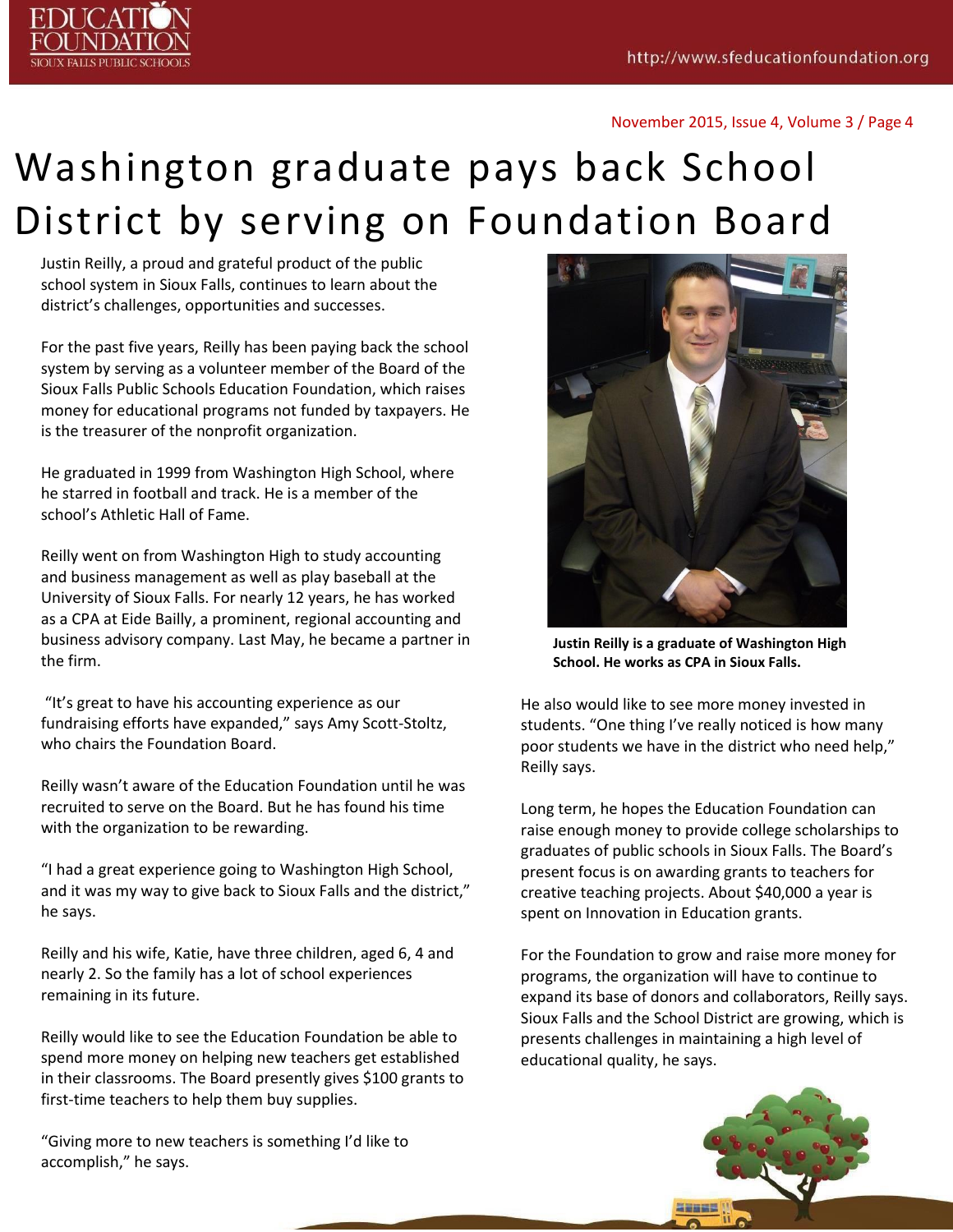# Washington graduate pays back School District by serving on Foundation Board

Justin Reilly, a proud and grateful product of the public school system in Sioux Falls, continues to learn about the district's challenges, opportunities and successes.

For the past five years, Reilly has been paying back the school system by serving as a volunteer member of the Board of the Sioux Falls Public Schools Education Foundation, which raises money for educational programs not funded by taxpayers. He is the treasurer of the nonprofit organization.

He graduated in 1999 from Washington High School, where he starred in football and track. He is a member of the school's Athletic Hall of Fame.

Reilly went on from Washington High to study accounting and business management as well as play baseball at the University of Sioux Falls. For nearly 12 years, he has worked as a CPA at Eide Bailly, a prominent, regional accounting and business advisory company. Last May, he became a partner in the firm.

"It's great to have his accounting experience as our fundraising efforts have expanded," says Amy Scott-Stoltz, who chairs the Foundation Board.

Reilly wasn't aware of the Education Foundation until he was recruited to serve on the Board. But he has found his time with the organization to be rewarding.

"I had a great experience going to Washington High School, and it was my way to give back to Sioux Falls and the district," he says.

Reilly and his wife, Katie, have three children, aged 6, 4 and nearly 2. So the family has a lot of school experiences remaining in its future.

Reilly would like to see the Education Foundation be able to spend more money on helping new teachers get established in their classrooms. The Board presently gives $100 grants to first-time teachers to help them buy supplies.

"Giving more to new teachers is something I'd like to accomplish," he says.

**Justin Reilly is a graduate of Washington High School. He works as CPA in Sioux Falls.**

He also would like to see more money invested in students. "One thing I've really noticed is how many poor students we have in the district who need help," Reilly says.

Long term, he hopes the Education Foundation can raise enough money to provide college scholarships to graduates of public schools in Sioux Falls. The Board's present focus is on awarding grants to teachers for creative teaching projects. About $40,000 a year is spent on Innovation in Education grants.

For the Foundation to grow and raise more money for programs, the organization will have to continue to expand its base of donors and collaborators, Reilly says. Sioux Falls and the School District are growing, which is presents challenges in maintaining a high level of educational quality, he says.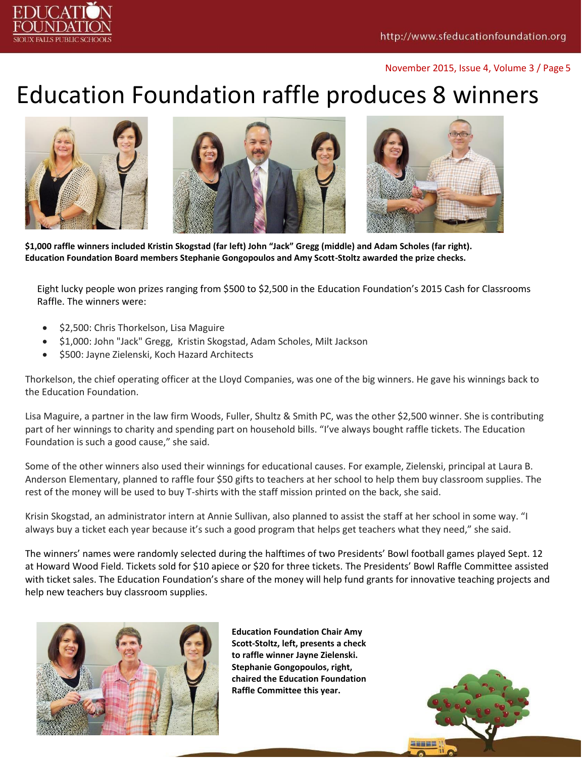# Education Foundation raffle produces 8 winners

**$1,000 raffle winners included Kristin Skogstad (far left) John "Jack" Gregg (middle) and Adam Scholes (far right). Education Foundation Board members Stephanie Gongopoulos and Amy Scott-Stoltz awarded the prize checks.**

Eight lucky people won prizes ranging from $500 to $2,500 in the Education Foundation's 2015 Cash for Classrooms Raffle. The winners were:

- $2,500: Chris Thorkelson, Lisa Maguire
- $1,000: John "Jack" Gregg, Kristin Skogstad, Adam Scholes, Milt Jackson
- $500: Jayne Zielenski, Koch Hazard Architects

Thorkelson, the chief operating officer at the Lloyd Companies, was one of the big winners. He gave his winnings back to the Education Foundation.

Lisa Maguire, a partner in the law firm Woods, Fuller, Shultz & Smith PC, was the other $2,500 winner. She is contributing part of her winnings to charity and spending part on household bills. "I've always bought raffle tickets. The Education Foundation is such a good cause," she said.

Some of the other winners also used their winnings for educational causes. For example, Zielenski, principal at Laura B. Anderson Elementary, planned to raffle four $50 gifts to teachers at her school to help them buy classroom supplies. The rest of the money will be used to buy T-shirts with the staff mission printed on the back, she said.

Krisin Skogstad, an administrator intern at Annie Sullivan, also planned to assist the staff at her school in some way. "I always buy a ticket each year because it's such a good program that helps get teachers what they need," she said.

The winners' names were randomly selected during the halftimes of two Presidents' Bowl football games played Sept. 12 at Howard Wood Field. Tickets sold for $10 apiece or $20 for three tickets. The Presidents' Bowl Raffle Committee assisted with ticket sales. The Education Foundation's share of the money will help fund grants for innovative teaching projects and help new teachers buy classroom supplies.

**Education Foundation Chair Amy Scott-Stoltz, left, presents a check to raffle winner Jayne Zielenski. Stephanie Gongopoulos, right, chaired the Education Foundation Raffle Committee this year.**